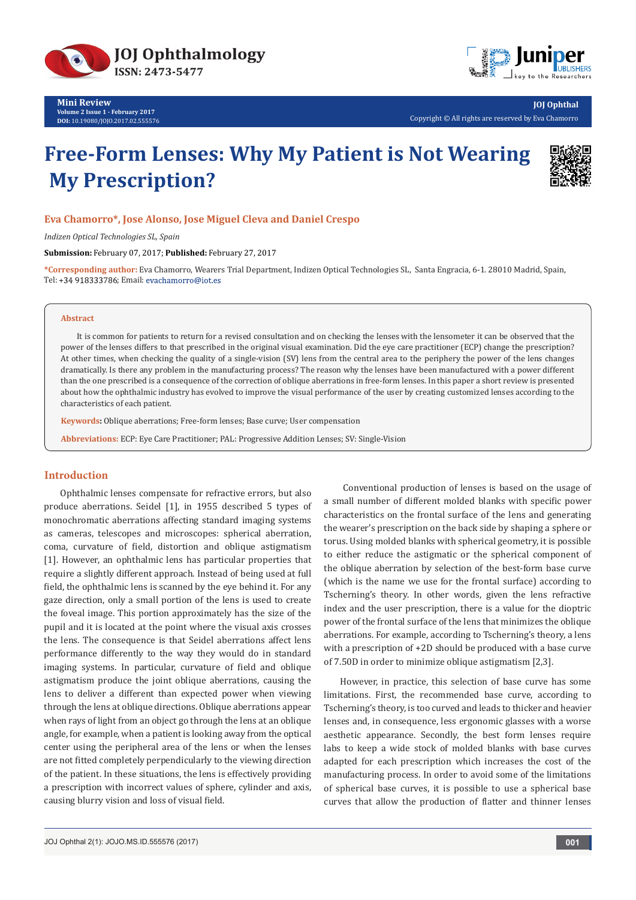JOJ Ophthalmology
ISSN: 2473-5477

Mini Review
Volume 2 Issue 1 - February 2017
DOI: 10.19080/JOJO.2017.02.555576

JOJ Ophthal
Copyright © All rights are reserved by Eva Chamorro

# Free-Form Lenses: Why My Patient is Not Wearing My Prescription?

**Eva Chamorro*, Jose Alonso, Jose Miguel Cleva and Daniel Crespo**

*Indizen Optical Technologies SL, Spain*

**Submission:** February 07, 2017; **Published:** February 27, 2017

***Corresponding author:** Eva Chamorro, Wearers Trial Department, Indizen Optical Technologies SL, Santa Engracia, 6-1. 28010 Madrid, Spain, Tel: +34 918333786; Email: evachamorro@iot.es

## Abstract

It is common for patients to return for a revised consultation and on checking the lenses with the lensometer it can be observed that the power of the lenses differs to that prescribed in the original visual examination. Did the eye care practitioner (ECP) change the prescription? At other times, when checking the quality of a single-vision (SV) lens from the central area to the periphery the power of the lens changes dramatically. Is there any problem in the manufacturing process? The reason why the lenses have been manufactured with a power different than the one prescribed is a consequence of the correction of oblique aberrations in free-form lenses. In this paper a short review is presented about how the ophthalmic industry has evolved to improve the visual performance of the user by creating customized lenses according to the characteristics of each patient.

**Keywords:** Oblique aberrations; Free-form lenses; Base curve; User compensation

**Abbreviations:** ECP: Eye Care Practitioner; PAL: Progressive Addition Lenses; SV: Single-Vision

## Introduction

Ophthalmic lenses compensate for refractive errors, but also produce aberrations. Seidel [1], in 1955 described 5 types of monochromatic aberrations affecting standard imaging systems as cameras, telescopes and microscopes: spherical aberration, coma, curvature of field, distortion and oblique astigmatism [1]. However, an ophthalmic lens has particular properties that require a slightly different approach. Instead of being used at full field, the ophthalmic lens is scanned by the eye behind it. For any gaze direction, only a small portion of the lens is used to create the foveal image. This portion approximately has the size of the pupil and it is located at the point where the visual axis crosses the lens. The consequence is that Seidel aberrations affect lens performance differently to the way they would do in standard imaging systems. In particular, curvature of field and oblique astigmatism produce the joint oblique aberrations, causing the lens to deliver a different than expected power when viewing through the lens at oblique directions. Oblique aberrations appear when rays of light from an object go through the lens at an oblique angle, for example, when a patient is looking away from the optical center using the peripheral area of the lens or when the lenses are not fitted completely perpendicularly to the viewing direction of the patient. In these situations, the lens is effectively providing a prescription with incorrect values of sphere, cylinder and axis, causing blurry vision and loss of visual field.

Conventional production of lenses is based on the usage of a small number of different molded blanks with specific power characteristics on the frontal surface of the lens and generating the wearer's prescription on the back side by shaping a sphere or torus. Using molded blanks with spherical geometry, it is possible to either reduce the astigmatic or the spherical component of the oblique aberration by selection of the best-form base curve (which is the name we use for the frontal surface) according to Tscherning's theory. In other words, given the lens refractive index and the user prescription, there is a value for the dioptric power of the frontal surface of the lens that minimizes the oblique aberrations. For example, according to Tscherning's theory, a lens with a prescription of +2D should be produced with a base curve of 7.50D in order to minimize oblique astigmatism [2,3].

However, in practice, this selection of base curve has some limitations. First, the recommended base curve, according to Tscherning's theory, is too curved and leads to thicker and heavier lenses and, in consequence, less ergonomic glasses with a worse aesthetic appearance. Secondly, the best form lenses require labs to keep a wide stock of molded blanks with base curves adapted for each prescription which increases the cost of the manufacturing process. In order to avoid some of the limitations of spherical base curves, it is possible to use a spherical base curves that allow the production of flatter and thinner lenses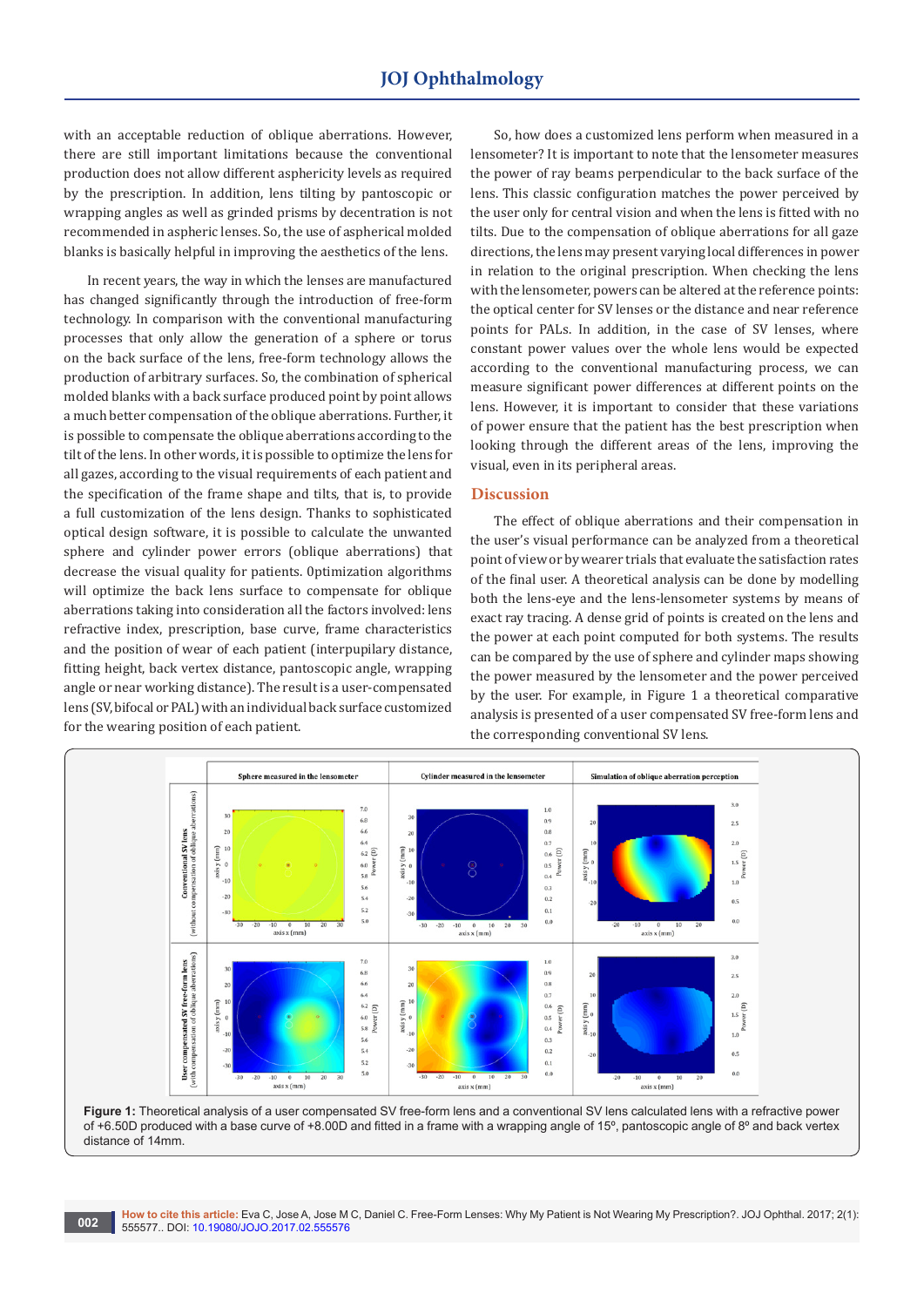with an acceptable reduction of oblique aberrations. However, there are still important limitations because the conventional production does not allow different asphericity levels as required by the prescription. In addition, lens tilting by pantoscopic or wrapping angles as well as grinded prisms by decentration is not recommended in aspheric lenses. So, the use of aspherical molded blanks is basically helpful in improving the aesthetics of the lens.

In recent years, the way in which the lenses are manufactured has changed significantly through the introduction of free-form technology. In comparison with the conventional manufacturing processes that only allow the generation of a sphere or torus on the back surface of the lens, free-form technology allows the production of arbitrary surfaces. So, the combination of spherical molded blanks with a back surface produced point by point allows a much better compensation of the oblique aberrations. Further, it is possible to compensate the oblique aberrations according to the tilt of the lens. In other words, it is possible to optimize the lens for all gazes, according to the visual requirements of each patient and the specification of the frame shape and tilts, that is, to provide a full customization of the lens design. Thanks to sophisticated optical design software, it is possible to calculate the unwanted sphere and cylinder power errors (oblique aberrations) that decrease the visual quality for patients. Optimization algorithms will optimize the back lens surface to compensate for oblique aberrations taking into consideration all the factors involved: lens refractive index, prescription, base curve, frame characteristics and the position of wear of each patient (interpupilary distance, fitting height, back vertex distance, pantoscopic angle, wrapping angle or near working distance). The result is a user-compensated lens (SV, bifocal or PAL) with an individual back surface customized for the wearing position of each patient.

So, how does a customized lens perform when measured in a lensometer? It is important to note that the lensometer measures the power of ray beams perpendicular to the back surface of the lens. This classic configuration matches the power perceived by the user only for central vision and when the lens is fitted with no tilts. Due to the compensation of oblique aberrations for all gaze directions, the lens may present varying local differences in power in relation to the original prescription. When checking the lens with the lensometer, powers can be altered at the reference points: the optical center for SV lenses or the distance and near reference points for PALs. In addition, in the case of SV lenses, where constant power values over the whole lens would be expected according to the conventional manufacturing process, we can measure significant power differences at different points on the lens. However, it is important to consider that these variations of power ensure that the patient has the best prescription when looking through the different areas of the lens, improving the visual, even in its peripheral areas.

## Discussion

The effect of oblique aberrations and their compensation in the user's visual performance can be analyzed from a theoretical point of view or by wearer trials that evaluate the satisfaction rates of the final user. A theoretical analysis can be done by modelling both the lens-eye and the lens-lensometer systems by means of exact ray tracing. A dense grid of points is created on the lens and the power at each point computed for both systems. The results can be compared by the use of sphere and cylinder maps showing the power measured by the lensometer and the power perceived by the user. For example, in Figure 1 a theoretical comparative analysis is presented of a user compensated SV free-form lens and the corresponding conventional SV lens.

**Figure 1:** Theoretical analysis of a user compensated SV free-form lens and a conventional SV lens calculated lens with a refractive power of +6.50D produced with a base curve of +8.00D and fitted in a frame with a wrapping angle of 15º, pantoscopic angle of 8º and back vertex distance of 14mm.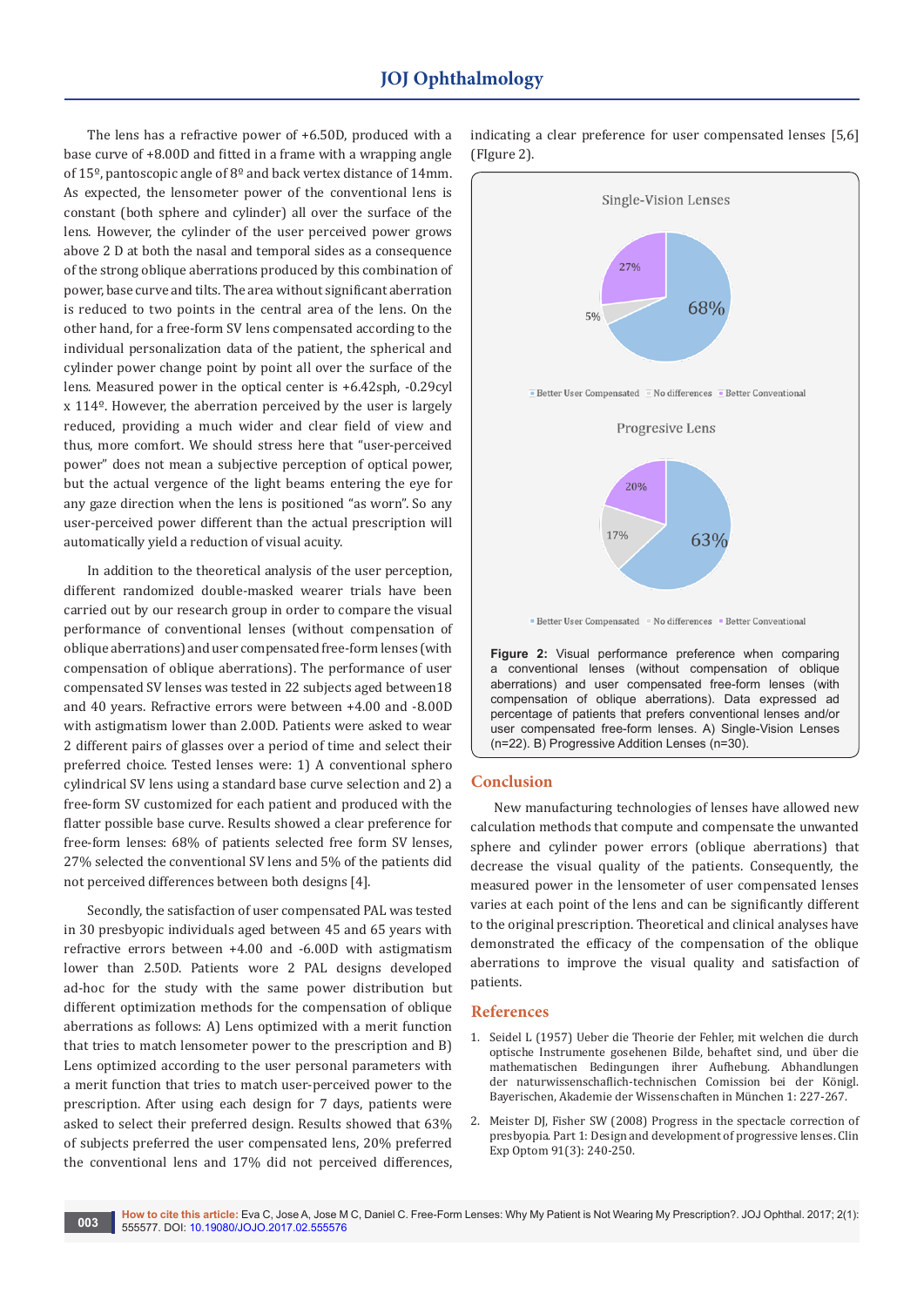The lens has a refractive power of +6.50D, produced with a base curve of +8.00D and fitted in a frame with a wrapping angle of 15º, pantoscopic angle of 8º and back vertex distance of 14mm. As expected, the lensometer power of the conventional lens is constant (both sphere and cylinder) all over the surface of the lens. However, the cylinder of the user perceived power grows above 2 D at both the nasal and temporal sides as a consequence of the strong oblique aberrations produced by this combination of power, base curve and tilts. The area without significant aberration is reduced to two points in the central area of the lens. On the other hand, for a free-form SV lens compensated according to the individual personalization data of the patient, the spherical and cylinder power change point by point all over the surface of the lens. Measured power in the optical center is +6.42sph, -0.29cyl x 114º. However, the aberration perceived by the user is largely reduced, providing a much wider and clear field of view and thus, more comfort. We should stress here that "user-perceived power" does not mean a subjective perception of optical power, but the actual vergence of the light beams entering the eye for any gaze direction when the lens is positioned "as worn". So any user-perceived power different than the actual prescription will automatically yield a reduction of visual acuity.

In addition to the theoretical analysis of the user perception, different randomized double-masked wearer trials have been carried out by our research group in order to compare the visual performance of conventional lenses (without compensation of oblique aberrations) and user compensated free-form lenses (with compensation of oblique aberrations). The performance of user compensated SV lenses was tested in 22 subjects aged between18 and 40 years. Refractive errors were between +4.00 and -8.00D with astigmatism lower than 2.00D. Patients were asked to wear 2 different pairs of glasses over a period of time and select their preferred choice. Tested lenses were: 1) A conventional sphero cylindrical SV lens using a standard base curve selection and 2) a free-form SV customized for each patient and produced with the flatter possible base curve. Results showed a clear preference for free-form lenses: 68% of patients selected free form SV lenses, 27% selected the conventional SV lens and 5% of the patients did not perceived differences between both designs [4].

Secondly, the satisfaction of user compensated PAL was tested in 30 presbyopic individuals aged between 45 and 65 years with refractive errors between +4.00 and -6.00D with astigmatism lower than 2.50D. Patients wore 2 PAL designs developed ad-hoc for the study with the same power distribution but different optimization methods for the compensation of oblique aberrations as follows: A) Lens optimized with a merit function that tries to match lensometer power to the prescription and B) Lens optimized according to the user personal parameters with a merit function that tries to match user-perceived power to the prescription. After using each design for 7 days, patients were asked to select their preferred design. Results showed that 63% of subjects preferred the user compensated lens, 20% preferred the conventional lens and 17% did not perceived differences, indicating a clear preference for user compensated lenses [5,6] (FIgure 2).

**Figure 2:** Visual performance preference when comparing a conventional lenses (without compensation of oblique aberrations) and user compensated free-form lenses (with compensation of oblique aberrations). Data expressed ad percentage of patients that prefers conventional lenses and/or user compensated free-form lenses. A) Single-Vision Lenses (n=22). B) Progressive Addition Lenses (n=30).

## Conclusion

New manufacturing technologies of lenses have allowed new calculation methods that compute and compensate the unwanted sphere and cylinder power errors (oblique aberrations) that decrease the visual quality of the patients. Consequently, the measured power in the lensometer of user compensated lenses varies at each point of the lens and can be significantly different to the original prescription. Theoretical and clinical analyses have demonstrated the efficacy of the compensation of the oblique aberrations to improve the visual quality and satisfaction of patients.

## References

1. Seidel L (1957) Ueber die Theorie der Fehler, mit welchen die durch optische Instrumente gosehenen Bilde, behaftet sind, und über die mathematischen Bedingungen ihrer Aufhebung. Abhandlungen der naturwissenschaflich-technischen Comission bei der Königl. Bayerischen, Akademie der Wissenschaften in München 1: 227-267.
2. Meister DJ, Fisher SW (2008) Progress in the spectacle correction of presbyopia. Part 1: Design and development of progressive lenses. Clin Exp Optom 91(3): 240-250.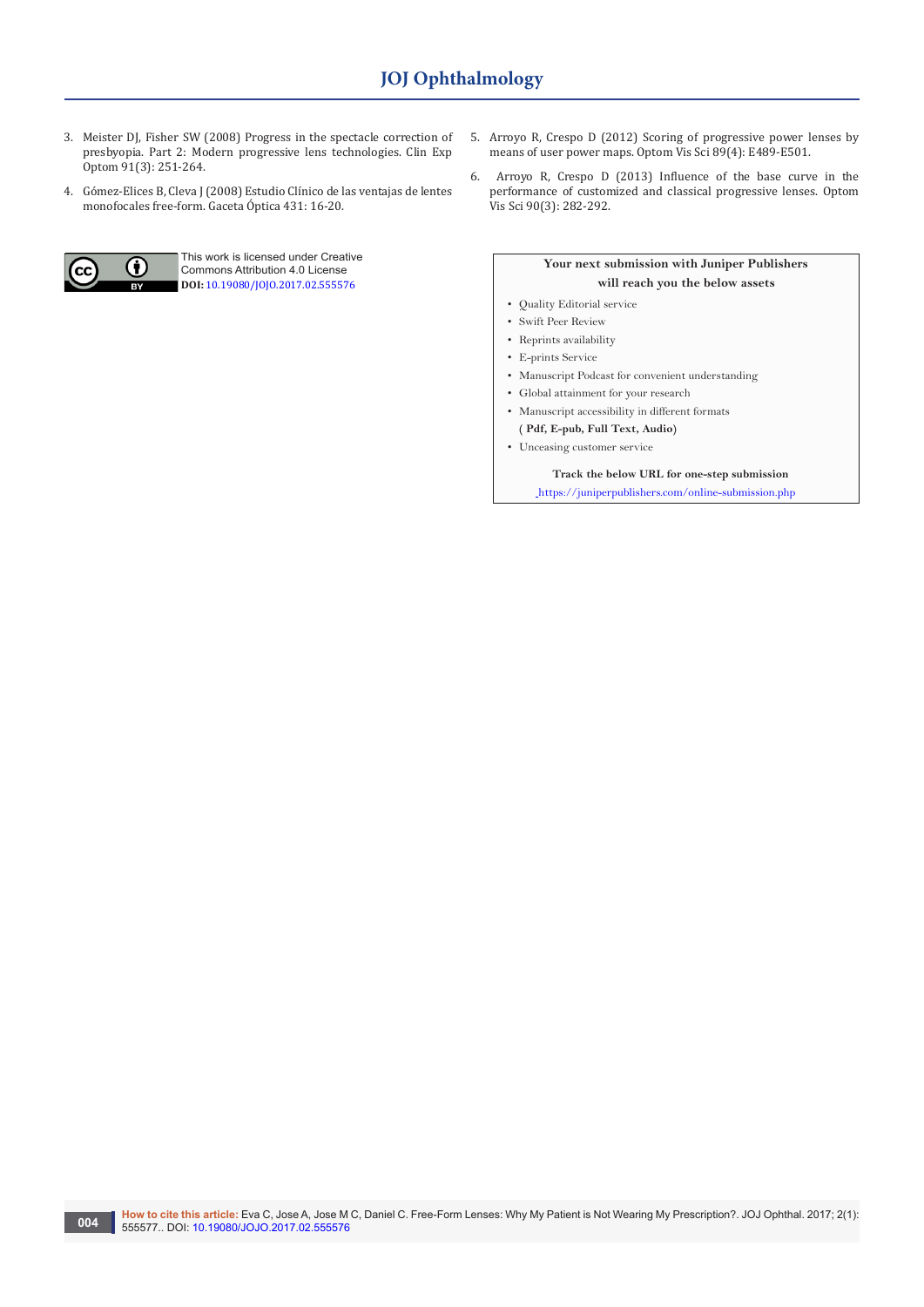3. Meister DJ, Fisher SW (2008) Progress in the spectacle correction of presbyopia. Part 2: Modern progressive lens technologies. Clin Exp Optom 91(3): 251-264.
4. Gómez-Elices B, Cleva J (2008) Estudio Clínico de las ventajas de lentes monofocales free-form. Gaceta Óptica 431: 16-20.
5. Arroyo R, Crespo D (2012) Scoring of progressive power lenses by means of user power maps. Optom Vis Sci 89(4): E489-E501.
6. Arroyo R, Crespo D (2013) Influence of the base curve in the performance of customized and classical progressive lenses. Optom Vis Sci 90(3): 282-292.

This work is licensed under Creative Commons Attribution 4.0 License
**DOI:** 10.19080/JOJO.2017.02.555576

**Your next submission with Juniper Publishers will reach you the below assets**

- Quality Editorial service
- Swift Peer Review
- Reprints availability
- E-prints Service
- Manuscript Podcast for convenient understanding
- Global attainment for your research
- Manuscript accessibility in different formats
  **( Pdf, E-pub, Full Text, Audio)**
- Unceasing customer service

**Track the below URL for one-step submission**
https://juniperpublishers.com/online-submission.php

**How to cite this article:** Eva C, Jose A, Jose M C, Daniel C. Free-Form Lenses: Why My Patient is Not Wearing My Prescription?. JOJ Ophthal. 2017; 2(1): 555577.. DOI: 10.19080/JOJO.2017.02.555576